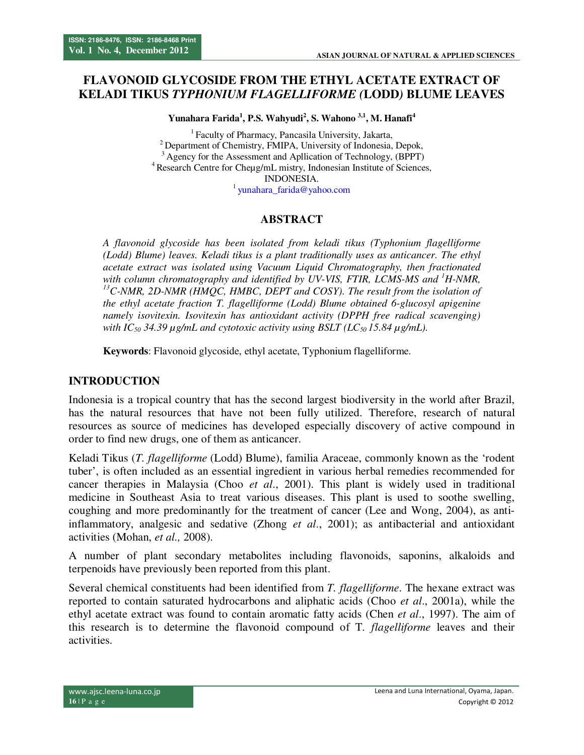# FLAVONOID GLYCOSIDE FROM THE ETHYL ACETATE EXTRACT OF KELADI TIKUS *TYPHONIUM FLAGELLIFORME (*LODD*)* BLUME LEAVES

**Yunahara Farida[1], P.S. Wahyudi[2], S. Wahono [3,1], M. Hanafi[4]**

[1] Faculty of Pharmacy, Pancasila University, Jakarta,
[2] Department of Chemistry, FMIPA, University of Indonesia, Depok,
[3] Agency for the Assessment and Apllication of Technology, (BPPT)
[4] Research Centre for Cheµg/mL mistry, Indonesian Institute of Sciences,
INDONESIA.
[1] yunahara_farida@yahoo.com

## ABSTRACT

*A flavonoid glycoside has been isolated from keladi tikus (Typhonium flagelliforme (Lodd) Blume) leaves. Keladi tikus is a plant traditionally uses as anticancer. The ethyl acetate extract was isolated using Vacuum Liquid Chromatography, then fractionated with column chromatography and identified by UV-VIS, FTIR, LCMS-MS and $^{1}$H-NMR, $^{13}$C-NMR, 2D-NMR (HMQC, HMBC, DEPT and COSY). The result from the isolation of the ethyl acetate fraction T. flagelliforme (Lodd) Blume obtained 6-glucosyl apigenine namely isovitexin. Isovitexin has antioxidant activity (DPPH free radical scavenging) with $IC_{50}$ 34.39 µg/mL and cytotoxic activity using BSLT ($LC_{50}$ 15.84 µg/mL).*

**Keywords**: Flavonoid glycoside, ethyl acetate, Typhonium flagelliforme.

## INTRODUCTION

Indonesia is a tropical country that has the second largest biodiversity in the world after Brazil, has the natural resources that have not been fully utilized. Therefore, research of natural resources as source of medicines has developed especially discovery of active compound in order to find new drugs, one of them as anticancer.

Keladi Tikus (*T. flagelliforme* (Lodd) Blume), familia Araceae, commonly known as the 'rodent tuber', is often included as an essential ingredient in various herbal remedies recommended for cancer therapies in Malaysia (Choo *et al*., 2001). This plant is widely used in traditional medicine in Southeast Asia to treat various diseases. This plant is used to soothe swelling, coughing and more predominantly for the treatment of cancer (Lee and Wong, 2004), as anti-inflammatory, analgesic and sedative (Zhong *et al*., 2001); as antibacterial and antioxidant activities (Mohan, *et al.,* 2008).

A number of plant secondary metabolites including flavonoids, saponins, alkaloids and terpenoids have previously been reported from this plant.

Several chemical constituents had been identified from *T. flagelliforme*. The hexane extract was reported to contain saturated hydrocarbons and aliphatic acids (Choo *et al*., 2001a), while the ethyl acetate extract was found to contain aromatic fatty acids (Chen *et al*., 1997). The aim of this research is to determine the flavonoid compound of T. *flagelliforme* leaves and their activities.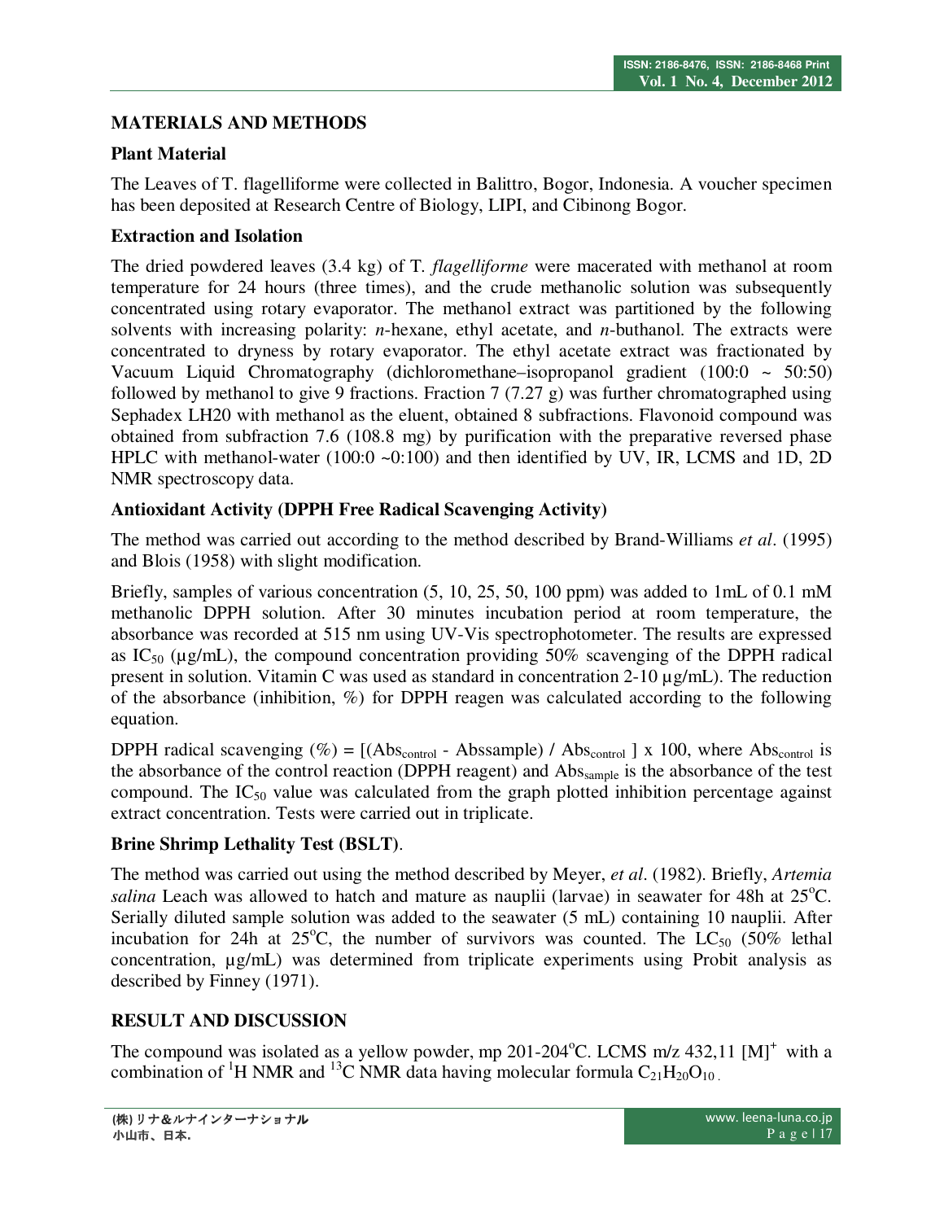## MATERIALS AND METHODS

### Plant Material

The Leaves of T. flagelliforme were collected in Balittro, Bogor, Indonesia. A voucher specimen has been deposited at Research Centre of Biology, LIPI, and Cibinong Bogor.

### Extraction and Isolation

The dried powdered leaves (3.4 kg) of T. *flagelliforme* were macerated with methanol at room temperature for 24 hours (three times), and the crude methanolic solution was subsequently concentrated using rotary evaporator. The methanol extract was partitioned by the following solvents with increasing polarity: *n*-hexane, ethyl acetate, and *n*-buthanol. The extracts were concentrated to dryness by rotary evaporator. The ethyl acetate extract was fractionated by Vacuum Liquid Chromatography (dichloromethane–isopropanol gradient (100:0 ~ 50:50) followed by methanol to give 9 fractions. Fraction 7 (7.27 g) was further chromatographed using Sephadex LH20 with methanol as the eluent, obtained 8 subfractions. Flavonoid compound was obtained from subfraction 7.6 (108.8 mg) by purification with the preparative reversed phase HPLC with methanol-water (100:0 ~0:100) and then identified by UV, IR, LCMS and 1D, 2D NMR spectroscopy data.

### Antioxidant Activity (DPPH Free Radical Scavenging Activity)

The method was carried out according to the method described by Brand-Williams *et al*. (1995) and Blois (1958) with slight modification.

Briefly, samples of various concentration (5, 10, 25, 50, 100 ppm) was added to 1mL of 0.1 mM methanolic DPPH solution. After 30 minutes incubation period at room temperature, the absorbance was recorded at 515 nm using UV-Vis spectrophotometer. The results are expressed as $IC_{50}$ (µg/mL), the compound concentration providing 50% scavenging of the DPPH radical present in solution. Vitamin C was used as standard in concentration 2-10 µg/mL). The reduction of the absorbance (inhibition, %) for DPPH reagen was calculated according to the following equation.

DPPH radical scavenging (%) = $[(Abs_{control} - Abssample) / Abs_{control}] \times 100$, where $Abs_{control}$ is the absorbance of the control reaction (DPPH reagent) and $Abs_{sample}$ is the absorbance of the test compound. The $IC_{50}$ value was calculated from the graph plotted inhibition percentage against extract concentration. Tests were carried out in triplicate.

### Brine Shrimp Lethality Test (BSLT).

The method was carried out using the method described by Meyer, *et al*. (1982). Briefly, *Artemia salina* Leach was allowed to hatch and mature as nauplii (larvae) in seawater for 48h at 25°C. Serially diluted sample solution was added to the seawater (5 mL) containing 10 nauplii. After incubation for 24h at 25°C, the number of survivors was counted. The $LC_{50}$ (50% lethal concentration, µg/mL) was determined from triplicate experiments using Probit analysis as described by Finney (1971).

## RESULT AND DISCUSSION

The compound was isolated as a yellow powder, mp 201-204°C. LCMS m/z 432,11 $[M]^+$ with a combination of $^1H$ NMR and $^{13}C$ NMR data having molecular formula $C_{21}H_{20}O_{10}$.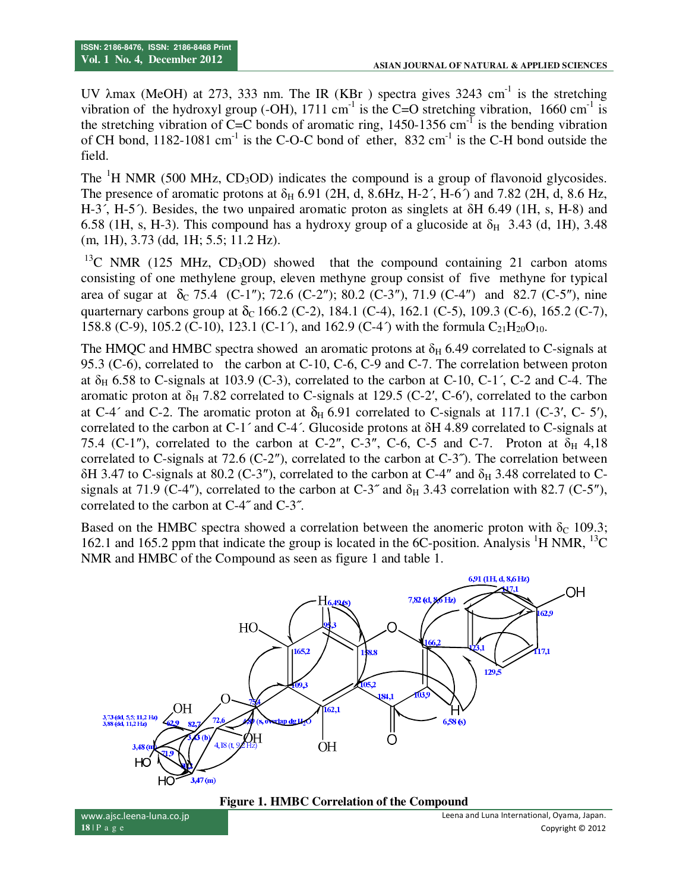UV λmax (MeOH) at 273, 333 nm. The IR (KBr ) spectra gives 3243 $cm^{-1}$ is the stretching vibration of the hydroxyl group (-OH), 1711 $cm^{-1}$ is the C=O stretching vibration, 1660 $cm^{-1}$ is the stretching vibration of C=C bonds of aromatic ring, 1450-1356 $cm^{-1}$ is the bending vibration of CH bond, 1182-1081 $cm^{-1}$ is the C-O-C bond of ether, 832 $cm^{-1}$ is the C-H bond outside the field.

The $^{1}$H NMR (500 MHz, $CD_3OD$) indicates the compound is a group of flavonoid glycosides. The presence of aromatic protons at $\delta_H$ 6.91 (2H, d, 8.6Hz, H-2´, H-6´) and 7.82 (2H, d, 8.6 Hz, H-3´, H-5´). Besides, the two unpaired aromatic proton as singlets at δH 6.49 (1H, s, H-8) and 6.58 (1H, s, H-3). This compound has a hydroxy group of a glucoside at $\delta_H$ 3.43 (d, 1H), 3.48 (m, 1H), 3.73 (dd, 1H; 5.5; 11.2 Hz).

$^{13}$C NMR (125 MHz, $CD_3OD$) showed that the compound containing 21 carbon atoms consisting of one methylene group, eleven methyne group consist of five methyne for typical area of sugar at $\delta_C$ 75.4 (C-1″); 72.6 (C-2″); 80.2 (C-3″), 71.9 (C-4″) and 82.7 (C-5″), nine quarternary carbons group at $\delta_C$ 166.2 (C-2), 184.1 (C-4), 162.1 (C-5), 109.3 (C-6), 165.2 (C-7), 158.8 (C-9), 105.2 (C-10), 123.1 (C-1´), and 162.9 (C-4´) with the formula $C_{21}H_{20}O_{10}$.

The HMQC and HMBC spectra showed an aromatic protons at $\delta_H$ 6.49 correlated to C-signals at 95.3 (C-6), correlated to the carbon at C-10, C-6, C-9 and C-7. The correlation between proton at $\delta_H$ 6.58 to C-signals at 103.9 (C-3), correlated to the carbon at C-10, C-1´, C-2 and C-4. The aromatic proton at $\delta_H$ 7.82 correlated to C-signals at 129.5 (C-2′, C-6′), correlated to the carbon at C-4´ and C-2. The aromatic proton at $\delta_H$ 6.91 correlated to C-signals at 117.1 (C-3′, C- 5′), correlated to the carbon at C-1´ and C-4´. Glucoside protons at δH 4.89 correlated to C-signals at 75.4 (C-1″), correlated to the carbon at C-2″, C-3″, C-6, C-5 and C-7. Proton at $\delta_H$ 4,18 correlated to C-signals at 72.6 (C-2″), correlated to the carbon at C-3″). The correlation between δH 3.47 to C-signals at 80.2 (C-3″), correlated to the carbon at C-4″ and $\delta_H$ 3.48 correlated to C-signals at 71.9 (C-4″), correlated to the carbon at C-3˝ and $\delta_H$ 3.43 correlation with 82.7 (C-5″), correlated to the carbon at C-4˝ and C-3˝.

Based on the HMBC spectra showed a correlation between the anomeric proton with $\delta_C$ 109.3; 162.1 and 165.2 ppm that indicate the group is located in the 6C-position. Analysis $^{1}$H NMR, $^{13}$C NMR and HMBC of the Compound as seen as figure 1 and table 1.

**Figure 1. HMBC Correlation of the Compound**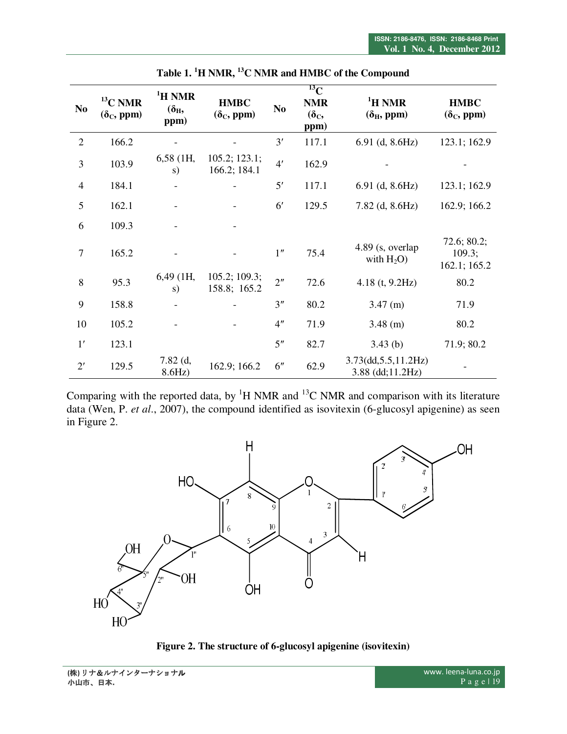**Table 1. $^1$H NMR, $^{13}$C NMR and HMBC of the Compound**

| No | $^{13}$C NMR ($\delta_C$, ppm) | $^1$H NMR ($\delta_H$, ppm) | HMBC ($\delta_C$, ppm) | No | $^{13}$C NMR ($\delta_C$, ppm) | $^1$H NMR ($\delta_H$, ppm) | HMBC ($\delta_C$, ppm) |
|---|---|---|---|---|---|---|---|
| 2 | 166.2 | - | - | 3′ | 117.1 | 6.91 (d, 8.6Hz) | 123.1; 162.9 |
| 3 | 103.9 | 6,58 (1H, s) | 105.2; 123.1; 166.2; 184.1 | 4′ | 162.9 | - | - |
| 4 | 184.1 | - | - | 5′ | 117.1 | 6.91 (d, 8.6Hz) | 123.1; 162.9 |
| 5 | 162.1 | - | - | 6′ | 129.5 | 7.82 (d, 8.6Hz) | 162.9; 166.2 |
| 6 | 109.3 | - | - | | | | |
| 7 | 165.2 | - | - | 1″ | 75.4 | 4.89 (s, overlap with $H_2O$) | 72.6; 80.2; 109.3; 162.1; 165.2 |
| 8 | 95.3 | 6,49 (1H, s) | 105.2; 109.3; 158.8; 165.2 | 2″ | 72.6 | 4.18 (t, 9.2Hz) | 80.2 |
| 9 | 158.8 | - | - | 3″ | 80.2 | 3.47 (m) | 71.9 |
| 10 | 105.2 | - | - | 4″ | 71.9 | 3.48 (m) | 80.2 |
| 1′ | 123.1 | | | 5″ | 82.7 | 3.43 (b) | 71.9; 80.2 |
| 2′ | 129.5 | 7.82 (d, 8.6Hz) | 162.9; 166.2 | 6″ | 62.9 | 3.73(dd,5.5,11.2Hz) 3.88 (dd;11.2Hz) | - |

Comparing with the reported data, by $^1$H NMR and $^{13}$C NMR and comparison with its literature data (Wen, P. *et al*., 2007), the compound identified as isovitexin (6-glucosyl apigenine) as seen in Figure 2.

**Figure 2. The structure of 6-glucosyl apigenine (isovitexin)**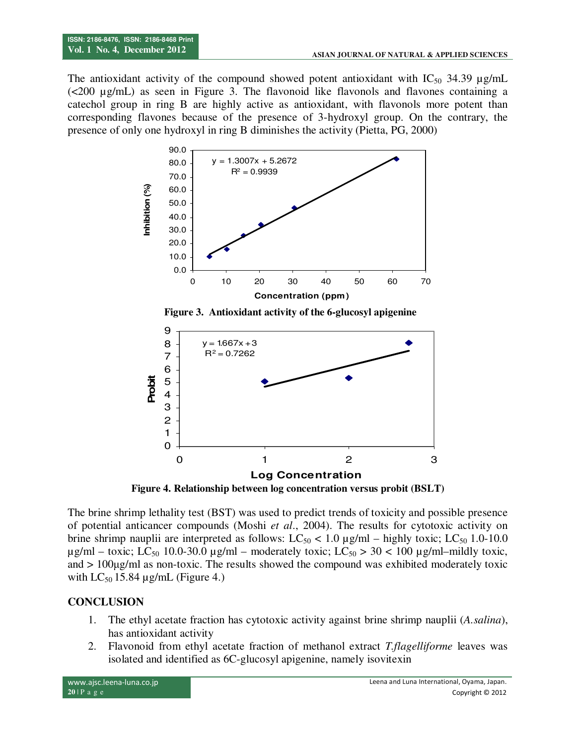The antioxidant activity of the compound showed potent antioxidant with $IC_{50}$ 34.39 µg/mL (<200 µg/mL) as seen in Figure 3. The flavonoid like flavonols and flavones containing a catechol group in ring B are highly active as antioxidant, with flavonols more potent than corresponding flavones because of the presence of 3-hydroxyl group. On the contrary, the presence of only one hydroxyl in ring B diminishes the activity (Pietta, PG, 2000)

**Figure 3. Antioxidant activity of the 6-glucosyl apigenine**

**Figure 4. Relationship between log concentration versus probit (BSLT)**

The brine shrimp lethality test (BST) was used to predict trends of toxicity and possible presence of potential anticancer compounds (Moshi *et al*., 2004). The results for cytotoxic activity on brine shrimp nauplii are interpreted as follows: $LC_{50}$ < 1.0 µg/ml – highly toxic; $LC_{50}$ 1.0-10.0 µg/ml – toxic; $LC_{50}$ 10.0-30.0 µg/ml – moderately toxic; $LC_{50}$ > 30 < 100 µg/ml–mildly toxic, and > 100µg/ml as non-toxic. The results showed the compound was exhibited moderately toxic with $LC_{50}$ 15.84 µg/mL (Figure 4.)

## CONCLUSION

1. The ethyl acetate fraction has cytotoxic activity against brine shrimp nauplii (*A.salina*), has antioxidant activity
2. Flavonoid from ethyl acetate fraction of methanol extract *T.flagelliforme* leaves was isolated and identified as 6C-glucosyl apigenine, namely isovitexin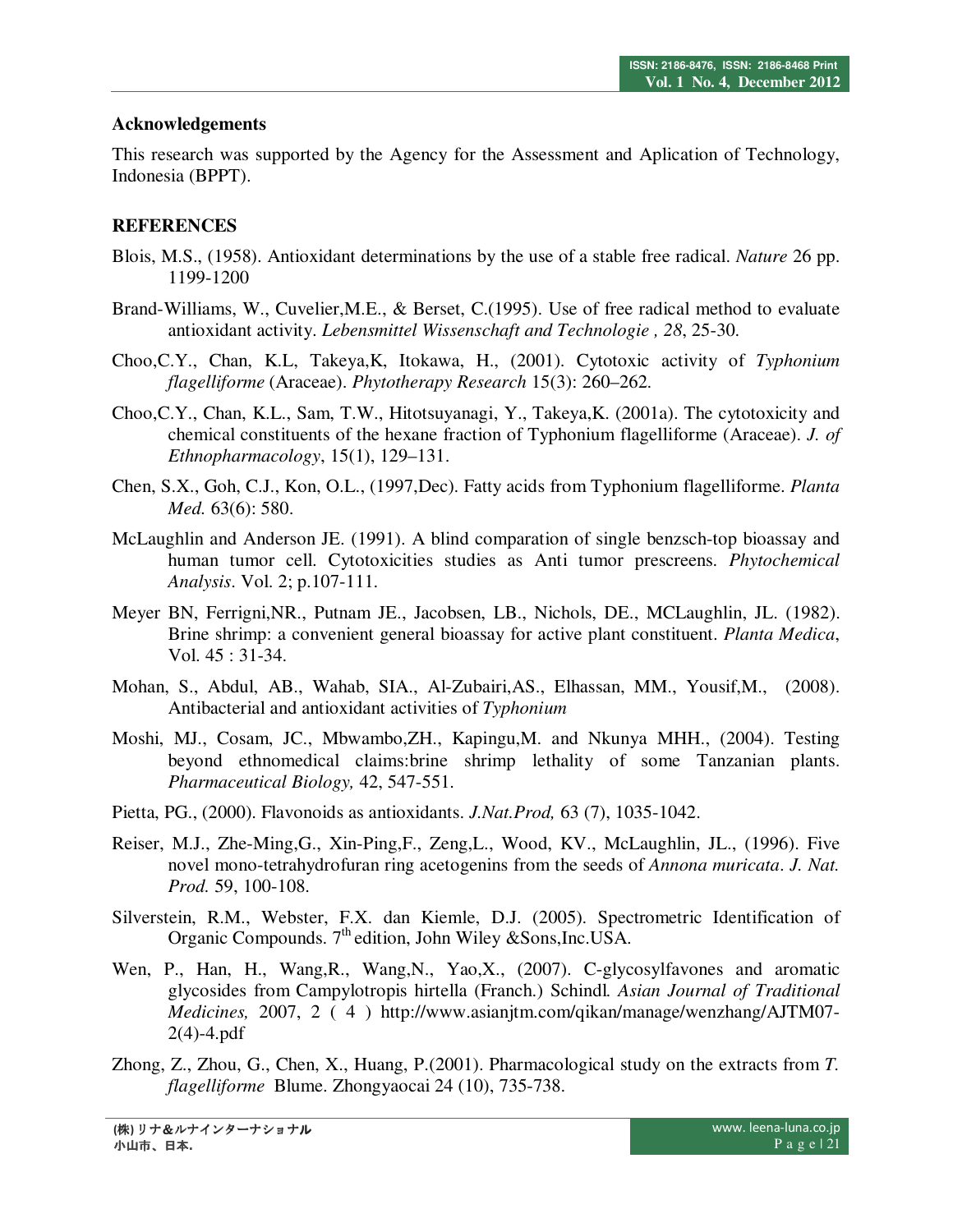## Acknowledgements

This research was supported by the Agency for the Assessment and Aplication of Technology, Indonesia (BPPT).

## REFERENCES

Blois, M.S., (1958). Antioxidant determinations by the use of a stable free radical. *Nature* 26 pp. 1199-1200

Brand-Williams, W., Cuvelier,M.E., & Berset, C.(1995). Use of free radical method to evaluate antioxidant activity. *Lebensmittel Wissenschaft and Technologie , 28*, 25-30.

Choo,C.Y., Chan, K.L, Takeya,K, Itokawa, H., (2001). Cytotoxic activity of *Typhonium flagelliforme* (Araceae). *Phytotherapy Research* 15(3): 260–262.

Choo,C.Y., Chan, K.L., Sam, T.W., Hitotsuyanagi, Y., Takeya,K. (2001a). The cytotoxicity and chemical constituents of the hexane fraction of Typhonium flagelliforme (Araceae). *J. of Ethnopharmacology*, 15(1), 129–131.

Chen, S.X., Goh, C.J., Kon, O.L., (1997,Dec). Fatty acids from Typhonium flagelliforme. *Planta Med.* 63(6): 580.

McLaughlin and Anderson JE. (1991). A blind comparation of single benzsch-top bioassay and human tumor cell. Cytotoxicities studies as Anti tumor prescreens. *Phytochemical Analysis*. Vol. 2; p.107-111.

Meyer BN, Ferrigni,NR., Putnam JE., Jacobsen, LB., Nichols, DE., MCLaughlin, JL. (1982). Brine shrimp: a convenient general bioassay for active plant constituent. *Planta Medica*, Vol. 45 : 31-34.

Mohan, S., Abdul, AB., Wahab, SIA., Al-Zubairi,AS., Elhassan, MM., Yousif,M., (2008). Antibacterial and antioxidant activities of *Typhonium*

Moshi, MJ., Cosam, JC., Mbwambo,ZH., Kapingu,M. and Nkunya MHH., (2004). Testing beyond ethnomedical claims:brine shrimp lethality of some Tanzanian plants. *Pharmaceutical Biology,* 42, 547-551.

Pietta, PG., (2000). Flavonoids as antioxidants. *J.Nat.Prod,* 63 (7), 1035-1042.

Reiser, M.J., Zhe-Ming,G., Xin-Ping,F., Zeng,L., Wood, KV., McLaughlin, JL., (1996). Five novel mono-tetrahydrofuran ring acetogenins from the seeds of *Annona muricata*. *J. Nat. Prod.* 59, 100-108.

Silverstein, R.M., Webster, F.X. dan Kiemle, D.J. (2005). Spectrometric Identification of Organic Compounds. 7th edition, John Wiley &Sons,Inc.USA.

Wen, P., Han, H., Wang,R., Wang,N., Yao,X., (2007). C-glycosylfavones and aromatic glycosides from Campylotropis hirtella (Franch.) Schindl. *Asian Journal of Traditional Medicines,* 2007, 2 ( 4 ) http://www.asianjtm.com/qikan/manage/wenzhang/AJTM07-2(4)-4.pdf

Zhong, Z., Zhou, G., Chen, X., Huang, P.(2001). Pharmacological study on the extracts from *T. flagelliforme* Blume. Zhongyaocai 24 (10), 735-738.